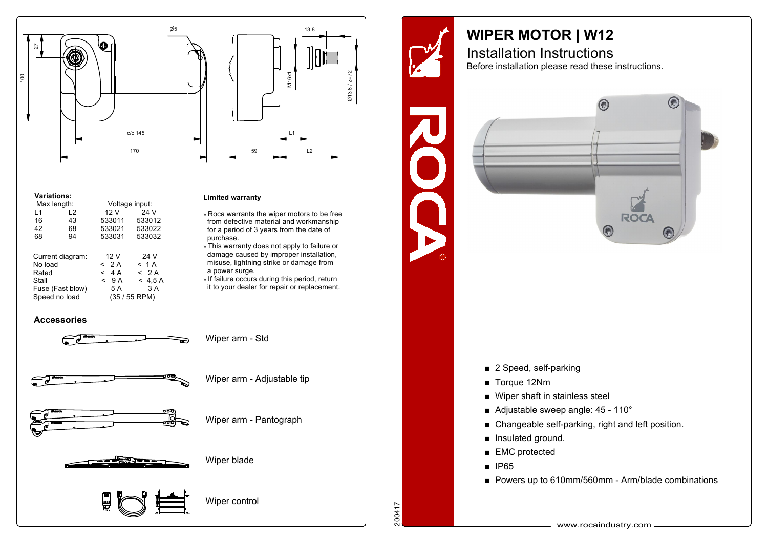# WIPER MOTOR | W12

## Installation Instructions

Before installation please read these instructions.

Ø5

27

100

c/c 145

170

13,8

M16x1

Ø13,8 / z=72

L1

59

L2

**Variations:**

| Max length: | | Voltage input: | |
|---|---|---|---|
| L1 | L2 | 12 V | 24 V |
| 16 | 43 | 533011 | 533012 |
| 42 | 68 | 533021 | 533022 |
| 68 | 94 | 533031 | 533032 |

| Current diagram: | 12 V | 24 V |
|---|---|---|
| No load | < 2 A | < 1 A |
| Rated | < 4 A | < 2 A |
| Stall | < 9 A | < 4,5 A |
| Fuse (Fast blow) | 5 A | 3 A |
| Speed no load | (35 / 55 RPM) | |

**Limited warranty**

- Roca warrants the wiper motors to be free from defective material and workmanship for a period of 3 years from the date of purchase.
- This warranty does not apply to failure or damage caused by improper installation, misuse, lightning strike or damage from a power surge.
- If failure occurs during this period, return it to your dealer for repair or replacement.

## Accessories

- Wiper arm - Std
- Wiper arm - Adjustable tip
- Wiper arm - Pantograph
- Wiper blade
- Wiper control

---

- 2 Speed, self-parking
- Torque 12Nm
- Wiper shaft in stainless steel
- Adjustable sweep angle: 45 - 110°
- Changeable self-parking, right and left position.
- Insulated ground.
- EMC protected
- IP65
- Powers up to 610mm/560mm - Arm/blade combinations

www.rocaindustry.com

200417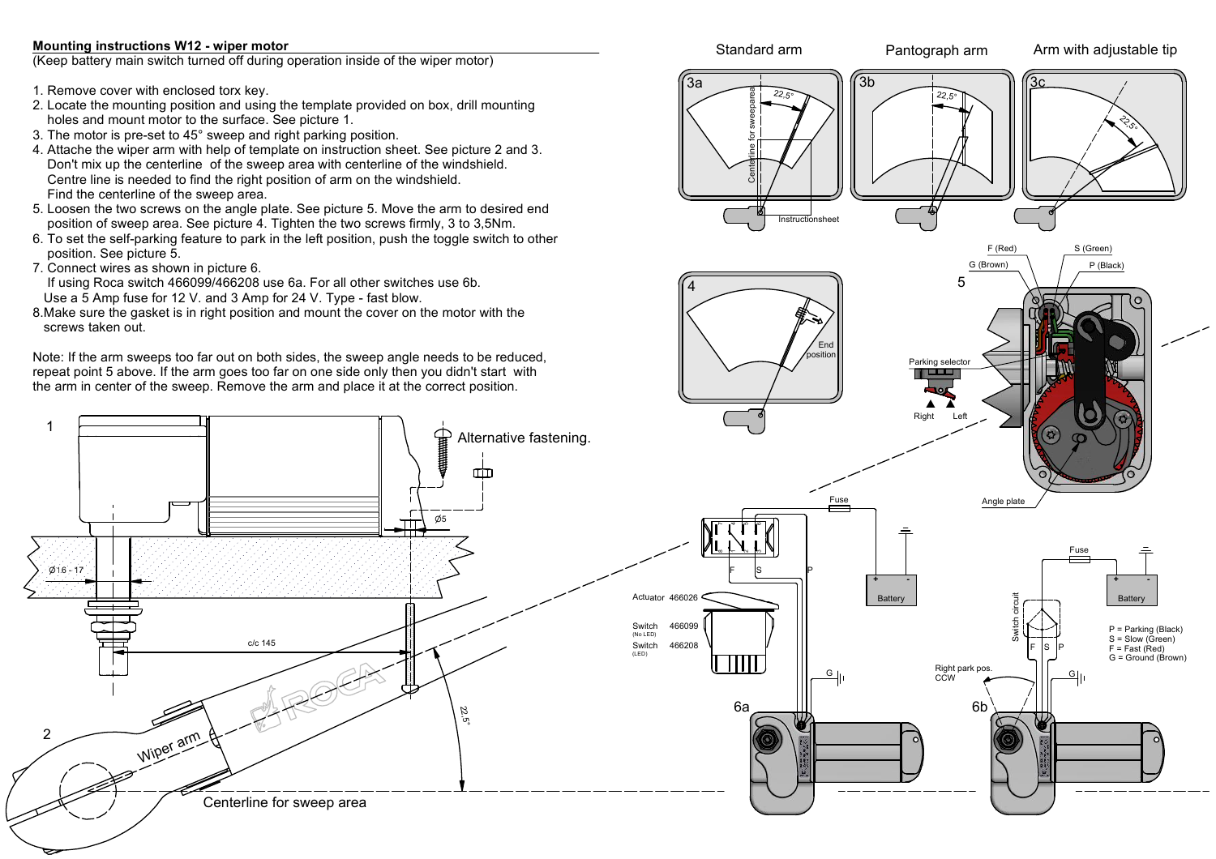**Mounting instructions W12 - wiper motor**

(Keep battery main switch turned off during operation inside of the wiper motor)

1. Remove cover with enclosed torx key.
2. Locate the mounting position and using the template provided on box, drill mounting holes and mount motor to the surface. See picture 1.
3. The motor is pre-set to 45° sweep and right parking position.
4. Attache the wiper arm with help of template on instruction sheet. See picture 2 and 3. Don't mix up the centerline of the sweep area with centerline of the windshield. Centre line is needed to find the right position of arm on the windshield. Find the centerline of the sweep area.
5. Loosen the two screws on the angle plate. See picture 5. Move the arm to desired end position of sweep area. See picture 4. Tighten the two screws firmly, 3 to 3,5Nm.
6. To set the self-parking feature to park in the left position, push the toggle switch to other position. See picture 5.
7. Connect wires as shown in picture 6. If using Roca switch 466099/466208 use 6a. For all other switches use 6b. Use a 5 Amp fuse for 12 V. and 3 Amp for 24 V. Type - fast blow.
8. Make sure the gasket is in right position and mount the cover on the motor with the screws taken out.

Note: If the arm sweeps too far out on both sides, the sweep angle needs to be reduced, repeat point 5 above. If the arm goes too far on one side only then you didn't start with the arm in center of the sweep. Remove the arm and place it at the correct position.

1

Alternative fastening.

Ø5

Ø16 - 17

c/c 145

22,5°

2

Wiper arm

Centerline for sweep area

Standard arm

Pantograph arm

Arm with adjustable tip

3a

Centerline for sweeparea

22,5°

Instructionsheet

3b

22,5°

3c

22,5°

4

End position

5

F (Red)

S (Green)

G (Brown)

P (Black)

Parking selector

Right

Left

Angle plate

Fuse

F S P

Battery

Actuator 466026

Switch (No LED) 466099

Switch (LED) 466208

G

6a

Fuse

Battery

Switch circuit

F S P

Right park pos. CCW

G

6b

P = Parking (Black)
S = Slow (Green)
F = Fast (Red)
G = Ground (Brown)